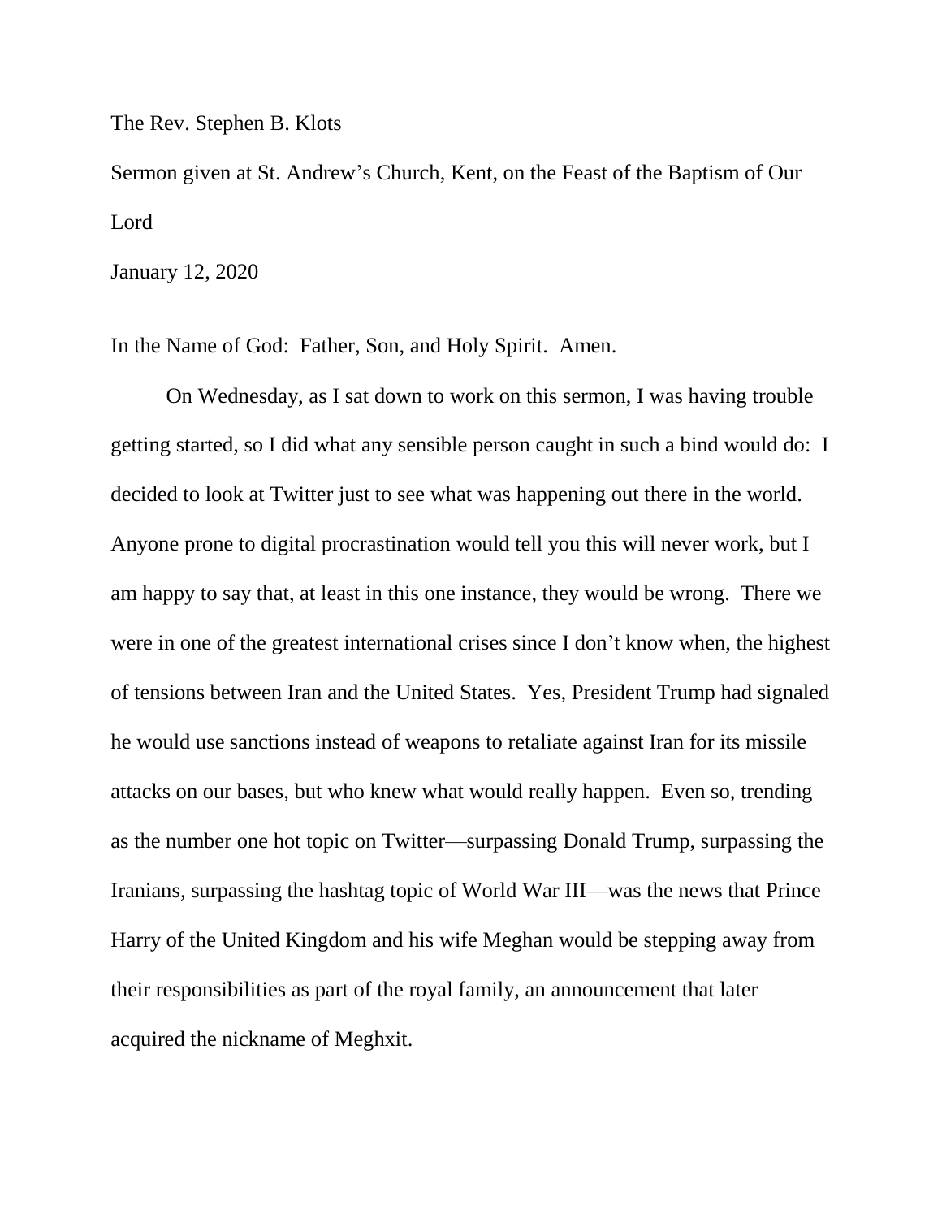The Rev. Stephen B. Klots

Sermon given at St. Andrew's Church, Kent, on the Feast of the Baptism of Our Lord

January 12, 2020

In the Name of God: Father, Son, and Holy Spirit. Amen.

On Wednesday, as I sat down to work on this sermon, I was having trouble getting started, so I did what any sensible person caught in such a bind would do: I decided to look at Twitter just to see what was happening out there in the world. Anyone prone to digital procrastination would tell you this will never work, but I am happy to say that, at least in this one instance, they would be wrong. There we were in one of the greatest international crises since I don't know when, the highest of tensions between Iran and the United States. Yes, President Trump had signaled he would use sanctions instead of weapons to retaliate against Iran for its missile attacks on our bases, but who knew what would really happen. Even so, trending as the number one hot topic on Twitter—surpassing Donald Trump, surpassing the Iranians, surpassing the hashtag topic of World War III—was the news that Prince Harry of the United Kingdom and his wife Meghan would be stepping away from their responsibilities as part of the royal family, an announcement that later acquired the nickname of Meghxit.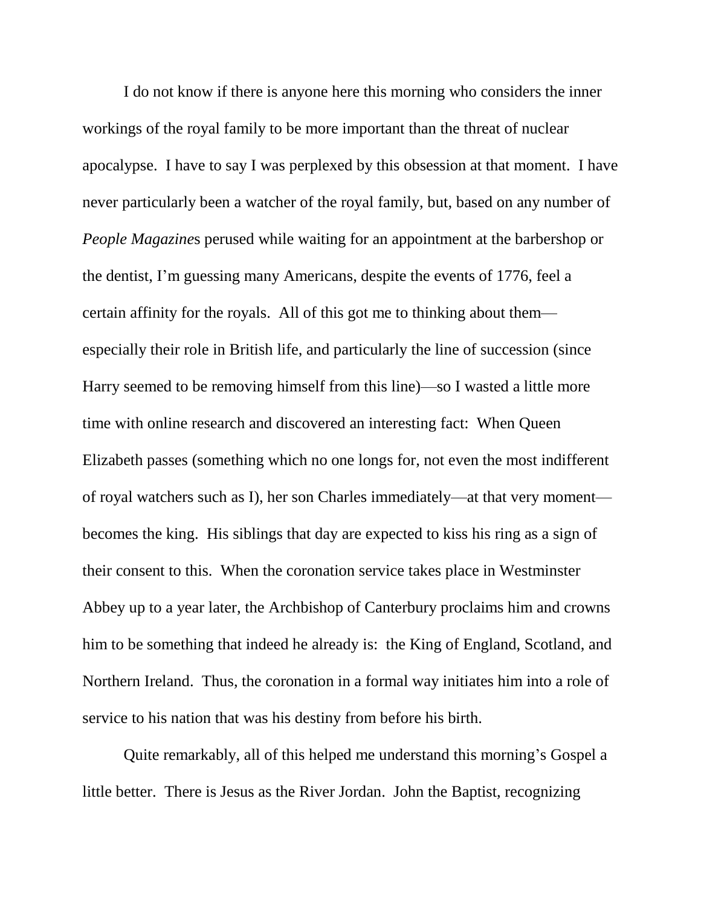I do not know if there is anyone here this morning who considers the inner workings of the royal family to be more important than the threat of nuclear apocalypse. I have to say I was perplexed by this obsession at that moment. I have never particularly been a watcher of the royal family, but, based on any number of *People Magazine*s perused while waiting for an appointment at the barbershop or the dentist, I'm guessing many Americans, despite the events of 1776, feel a certain affinity for the royals. All of this got me to thinking about them—especially their role in British life, and particularly the line of succession (since Harry seemed to be removing himself from this line)—so I wasted a little more time with online research and discovered an interesting fact: When Queen Elizabeth passes (something which no one longs for, not even the most indifferent of royal watchers such as I), her son Charles immediately—at that very moment—becomes the king. His siblings that day are expected to kiss his ring as a sign of their consent to this. When the coronation service takes place in Westminster Abbey up to a year later, the Archbishop of Canterbury proclaims him and crowns him to be something that indeed he already is: the King of England, Scotland, and Northern Ireland. Thus, the coronation in a formal way initiates him into a role of service to his nation that was his destiny from before his birth.

Quite remarkably, all of this helped me understand this morning's Gospel a little better. There is Jesus as the River Jordan. John the Baptist, recognizing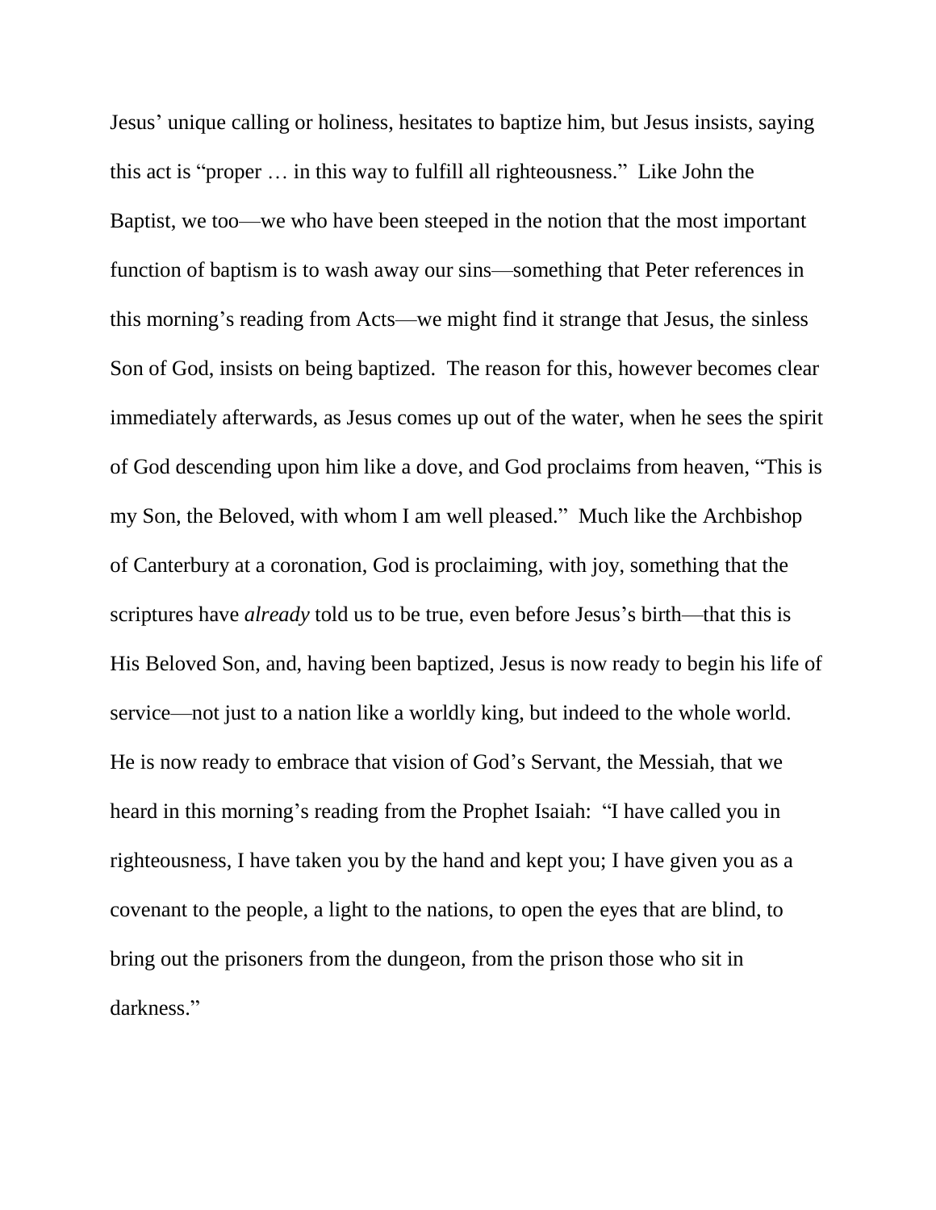Jesus' unique calling or holiness, hesitates to baptize him, but Jesus insists, saying this act is "proper … in this way to fulfill all righteousness." Like John the Baptist, we too—we who have been steeped in the notion that the most important function of baptism is to wash away our sins—something that Peter references in this morning's reading from Acts—we might find it strange that Jesus, the sinless Son of God, insists on being baptized. The reason for this, however becomes clear immediately afterwards, as Jesus comes up out of the water, when he sees the spirit of God descending upon him like a dove, and God proclaims from heaven, "This is my Son, the Beloved, with whom I am well pleased." Much like the Archbishop of Canterbury at a coronation, God is proclaiming, with joy, something that the scriptures have *already* told us to be true, even before Jesus's birth—that this is His Beloved Son, and, having been baptized, Jesus is now ready to begin his life of service—not just to a nation like a worldly king, but indeed to the whole world. He is now ready to embrace that vision of God's Servant, the Messiah, that we heard in this morning's reading from the Prophet Isaiah: "I have called you in righteousness, I have taken you by the hand and kept you; I have given you as a covenant to the people, a light to the nations, to open the eyes that are blind, to bring out the prisoners from the dungeon, from the prison those who sit in darkness."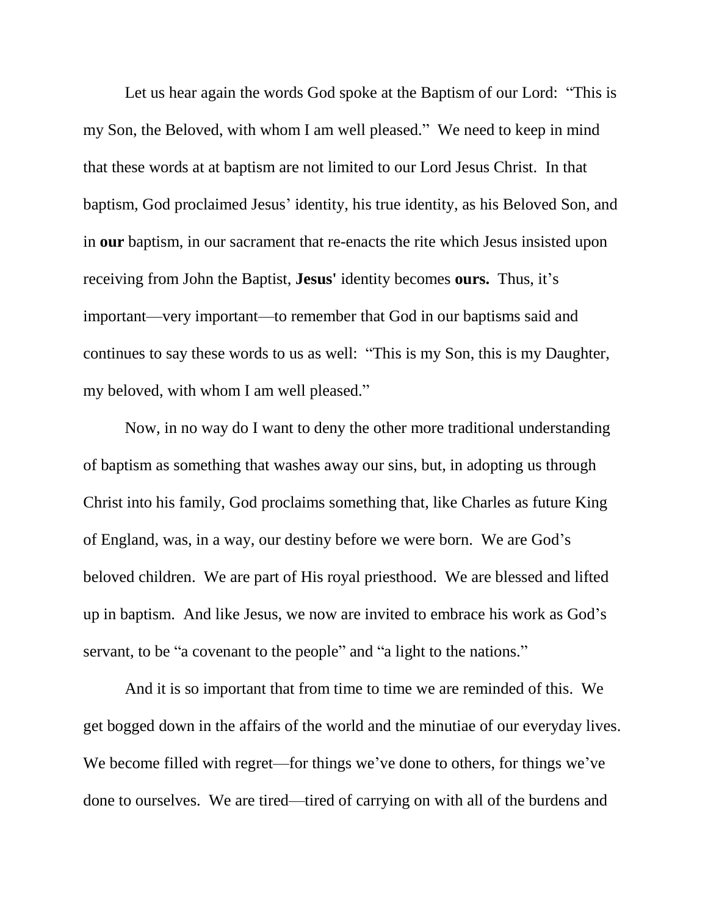Let us hear again the words God spoke at the Baptism of our Lord: "This is my Son, the Beloved, with whom I am well pleased." We need to keep in mind that these words at at baptism are not limited to our Lord Jesus Christ. In that baptism, God proclaimed Jesus' identity, his true identity, as his Beloved Son, and in **our** baptism, in our sacrament that re-enacts the rite which Jesus insisted upon receiving from John the Baptist, **Jesus'** identity becomes **ours.** Thus, it's important—very important—to remember that God in our baptisms said and continues to say these words to us as well: "This is my Son, this is my Daughter, my beloved, with whom I am well pleased."

Now, in no way do I want to deny the other more traditional understanding of baptism as something that washes away our sins, but, in adopting us through Christ into his family, God proclaims something that, like Charles as future King of England, was, in a way, our destiny before we were born. We are God's beloved children. We are part of His royal priesthood. We are blessed and lifted up in baptism. And like Jesus, we now are invited to embrace his work as God's servant, to be "a covenant to the people" and "a light to the nations."

And it is so important that from time to time we are reminded of this. We get bogged down in the affairs of the world and the minutiae of our everyday lives. We become filled with regret—for things we've done to others, for things we've done to ourselves. We are tired—tired of carrying on with all of the burdens and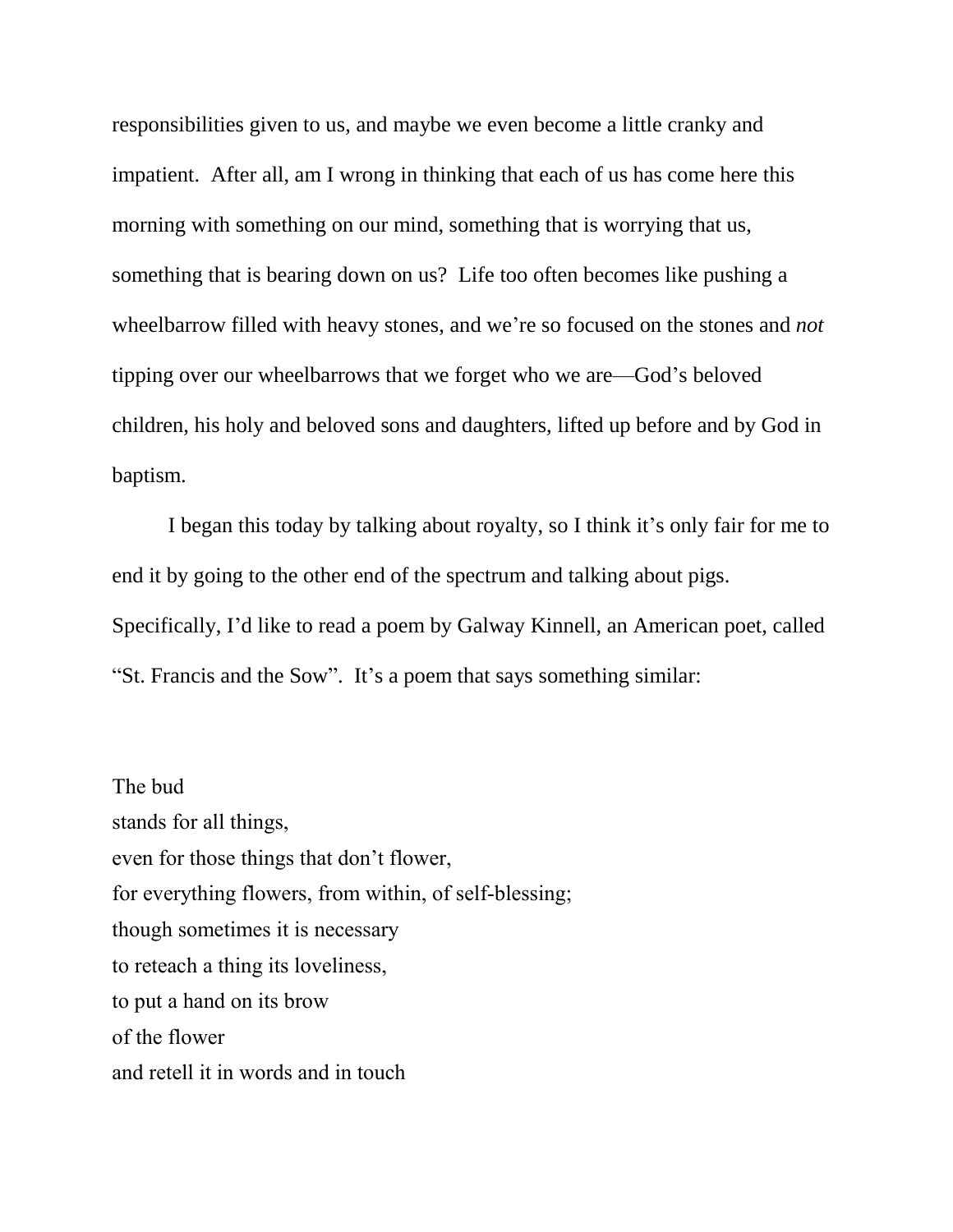responsibilities given to us, and maybe we even become a little cranky and impatient. After all, am I wrong in thinking that each of us has come here this morning with something on our mind, something that is worrying that us, something that is bearing down on us? Life too often becomes like pushing a wheelbarrow filled with heavy stones, and we're so focused on the stones and *not* tipping over our wheelbarrows that we forget who we are—God's beloved children, his holy and beloved sons and daughters, lifted up before and by God in baptism.

I began this today by talking about royalty, so I think it's only fair for me to end it by going to the other end of the spectrum and talking about pigs. Specifically, I'd like to read a poem by Galway Kinnell, an American poet, called "St. Francis and the Sow". It's a poem that says something similar:

The bud  
stands for all things,  
even for those things that don't flower,  
for everything flowers, from within, of self-blessing;  
though sometimes it is necessary  
to reteach a thing its loveliness,  
to put a hand on its brow  
of the flower  
and retell it in words and in touch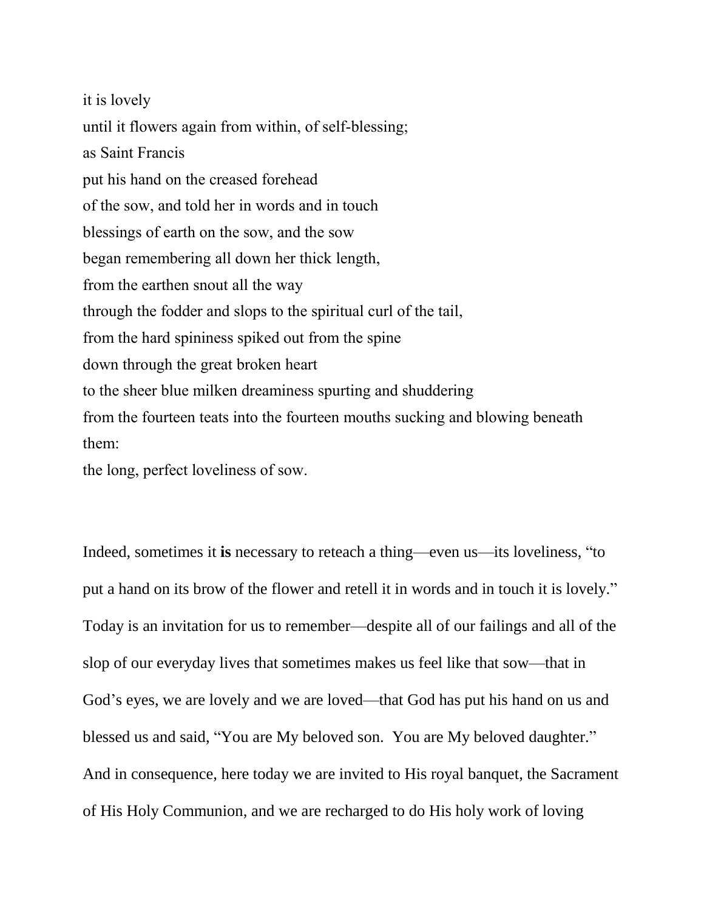it is lovely  
until it flowers again from within, of self-blessing;  
as Saint Francis  
put his hand on the creased forehead  
of the sow, and told her in words and in touch  
blessings of earth on the sow, and the sow  
began remembering all down her thick length,  
from the earthen snout all the way  
through the fodder and slops to the spiritual curl of the tail,  
from the hard spininess spiked out from the spine  
down through the great broken heart  
to the sheer blue milken dreaminess spurting and shuddering  
from the fourteen teats into the fourteen mouths sucking and blowing beneath them:  
the long, perfect loveliness of sow.

Indeed, sometimes it **is** necessary to reteach a thing—even us—its loveliness, "to put a hand on its brow of the flower and retell it in words and in touch it is lovely." Today is an invitation for us to remember—despite all of our failings and all of the slop of our everyday lives that sometimes makes us feel like that sow—that in God's eyes, we are lovely and we are loved—that God has put his hand on us and blessed us and said, "You are My beloved son. You are My beloved daughter." And in consequence, here today we are invited to His royal banquet, the Sacrament of His Holy Communion, and we are recharged to do His holy work of loving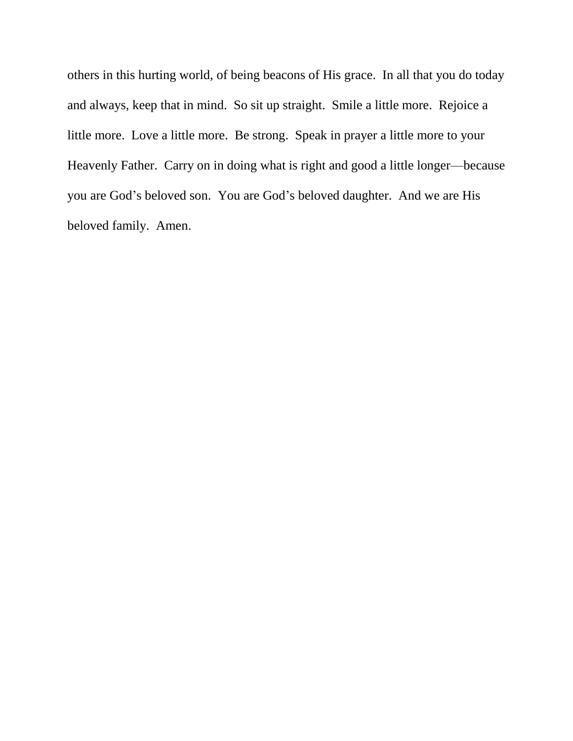others in this hurting world, of being beacons of His grace. In all that you do today and always, keep that in mind. So sit up straight. Smile a little more. Rejoice a little more. Love a little more. Be strong. Speak in prayer a little more to your Heavenly Father. Carry on in doing what is right and good a little longer—because you are God's beloved son. You are God's beloved daughter. And we are His beloved family. Amen.